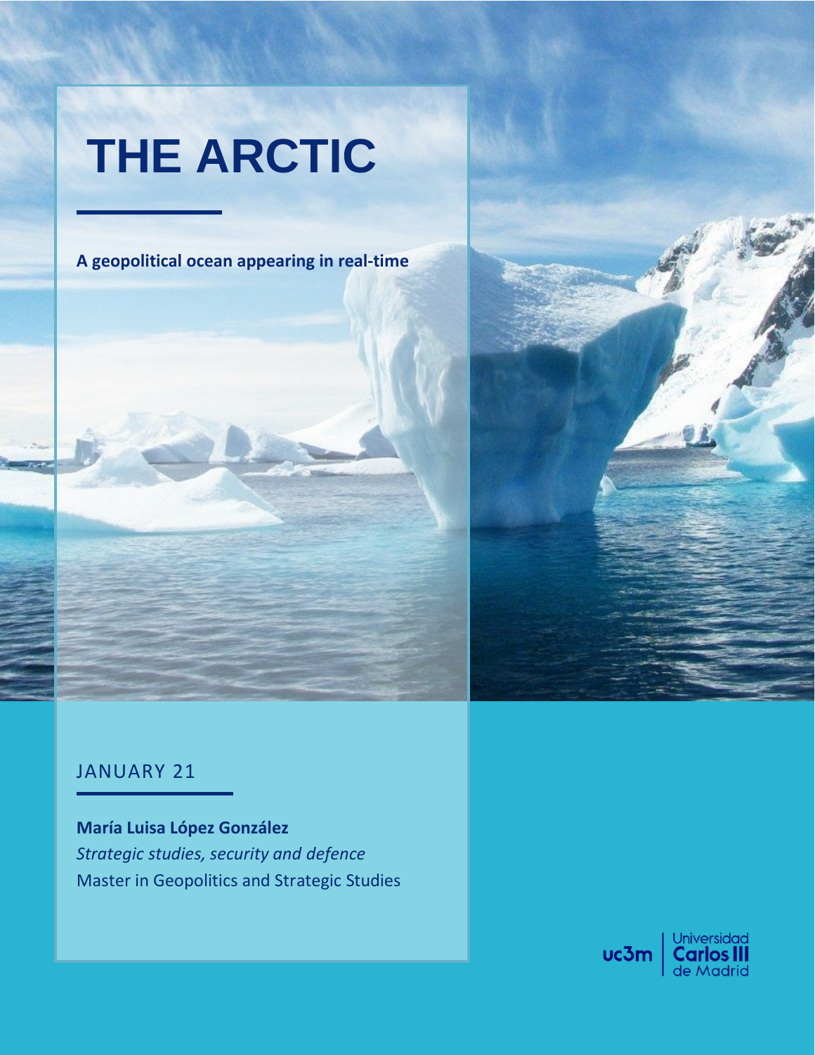# THE ARCTIC

**A geopolitical ocean appearing in real-time**

JANUARY 21

**María Luisa López González**

*Strategic studies, security and defence*

Master in Geopolitics and Strategic Studies

uc3m | Universidad Carlos III de Madrid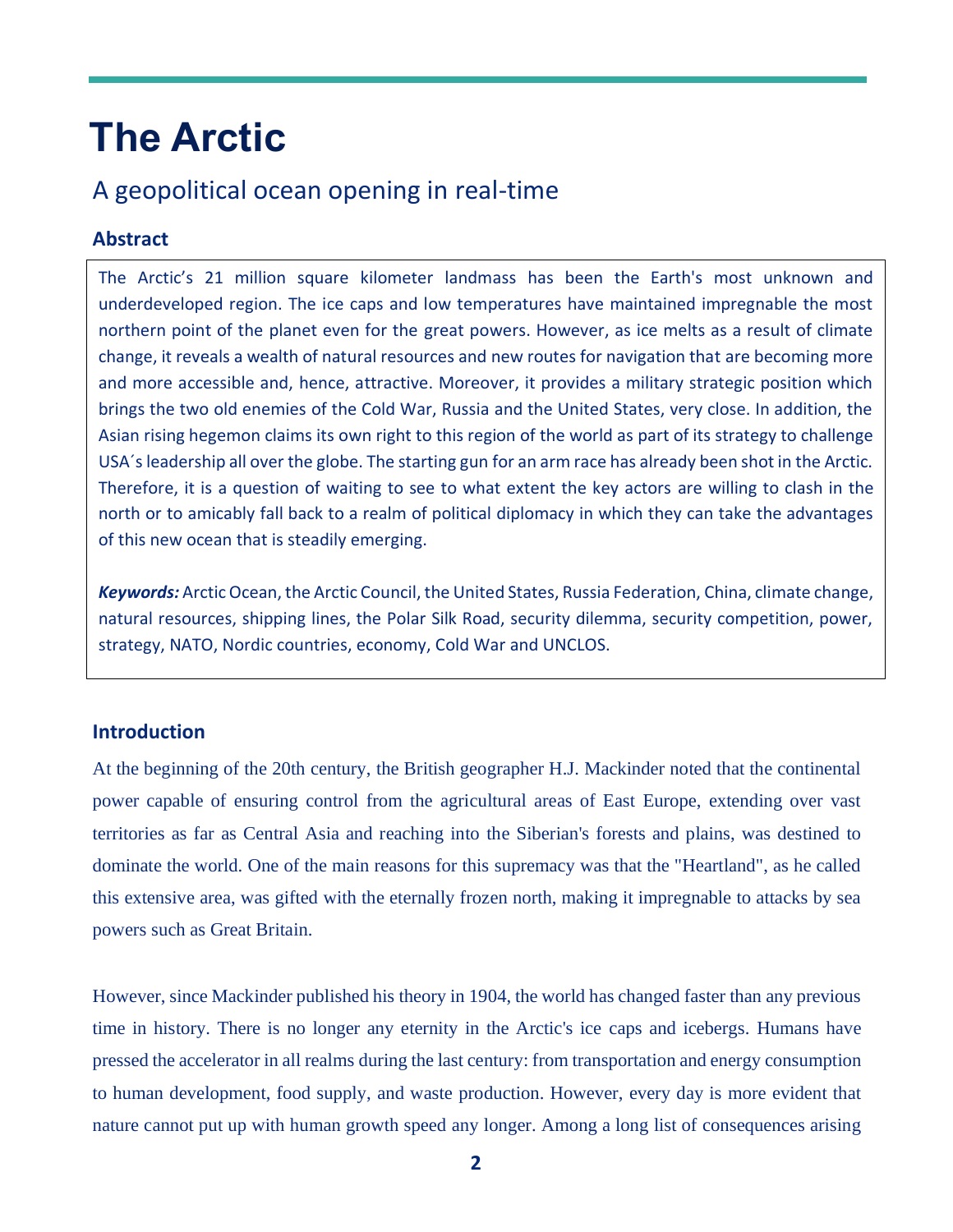# The Arctic

## A geopolitical ocean opening in real-time

### Abstract

The Arctic's 21 million square kilometer landmass has been the Earth's most unknown and underdeveloped region. The ice caps and low temperatures have maintained impregnable the most northern point of the planet even for the great powers. However, as ice melts as a result of climate change, it reveals a wealth of natural resources and new routes for navigation that are becoming more and more accessible and, hence, attractive. Moreover, it provides a military strategic position which brings the two old enemies of the Cold War, Russia and the United States, very close. In addition, the Asian rising hegemon claims its own right to this region of the world as part of its strategy to challenge USA´s leadership all over the globe. The starting gun for an arm race has already been shot in the Arctic. Therefore, it is a question of waiting to see to what extent the key actors are willing to clash in the north or to amicably fall back to a realm of political diplomacy in which they can take the advantages of this new ocean that is steadily emerging.

***Keywords:*** Arctic Ocean, the Arctic Council, the United States, Russia Federation, China, climate change, natural resources, shipping lines, the Polar Silk Road, security dilemma, security competition, power, strategy, NATO, Nordic countries, economy, Cold War and UNCLOS.

### Introduction

At the beginning of the 20th century, the British geographer H.J. Mackinder noted that the continental power capable of ensuring control from the agricultural areas of East Europe, extending over vast territories as far as Central Asia and reaching into the Siberian's forests and plains, was destined to dominate the world. One of the main reasons for this supremacy was that the "Heartland", as he called this extensive area, was gifted with the eternally frozen north, making it impregnable to attacks by sea powers such as Great Britain.

However, since Mackinder published his theory in 1904, the world has changed faster than any previous time in history. There is no longer any eternity in the Arctic's ice caps and icebergs. Humans have pressed the accelerator in all realms during the last century: from transportation and energy consumption to human development, food supply, and waste production. However, every day is more evident that nature cannot put up with human growth speed any longer. Among a long list of consequences arising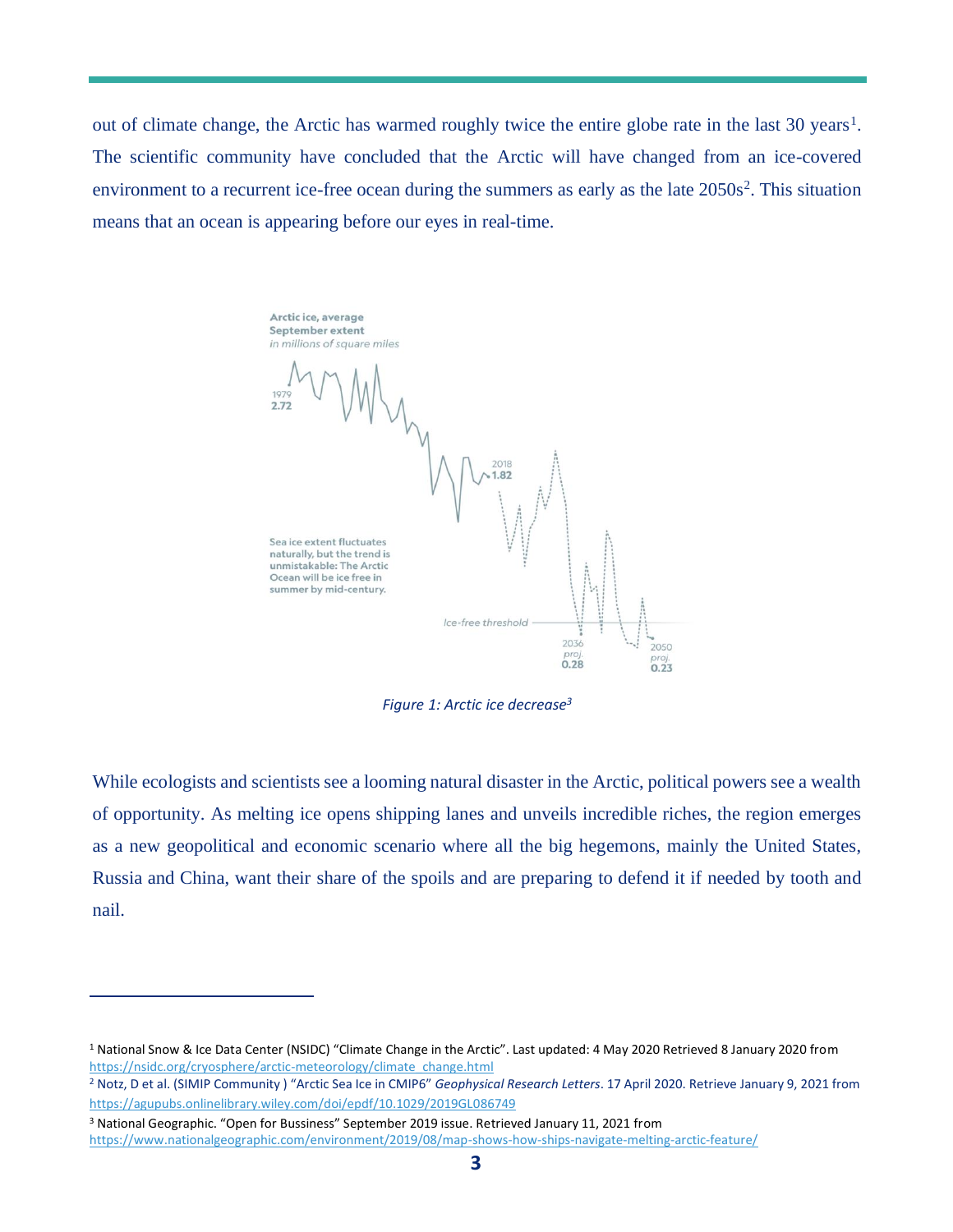out of climate change, the Arctic has warmed roughly twice the entire globe rate in the last 30 years[1]. The scientific community have concluded that the Arctic will have changed from an ice-covered environment to a recurrent ice-free ocean during the summers as early as the late 2050s[2]. This situation means that an ocean is appearing before our eyes in real-time.

*Figure 1: Arctic ice decrease[3]*

While ecologists and scientists see a looming natural disaster in the Arctic, political powers see a wealth of opportunity. As melting ice opens shipping lanes and unveils incredible riches, the region emerges as a new geopolitical and economic scenario where all the big hegemons, mainly the United States, Russia and China, want their share of the spoils and are preparing to defend it if needed by tooth and nail.

---

[1] National Snow & Ice Data Center (NSIDC) "Climate Change in the Arctic". Last updated: 4 May 2020 Retrieved 8 January 2020 from https://nsidc.org/cryosphere/arctic-meteorology/climate_change.html

[2] Notz, D et al. (SIMIP Community ) "Arctic Sea Ice in CMIP6" *Geophysical Research Letters*. 17 April 2020. Retrieve January 9, 2021 from https://agupubs.onlinelibrary.wiley.com/doi/epdf/10.1029/2019GL086749

[3] National Geographic. "Open for Bussiness" September 2019 issue. Retrieved January 11, 2021 from https://www.nationalgeographic.com/environment/2019/08/map-shows-how-ships-navigate-melting-arctic-feature/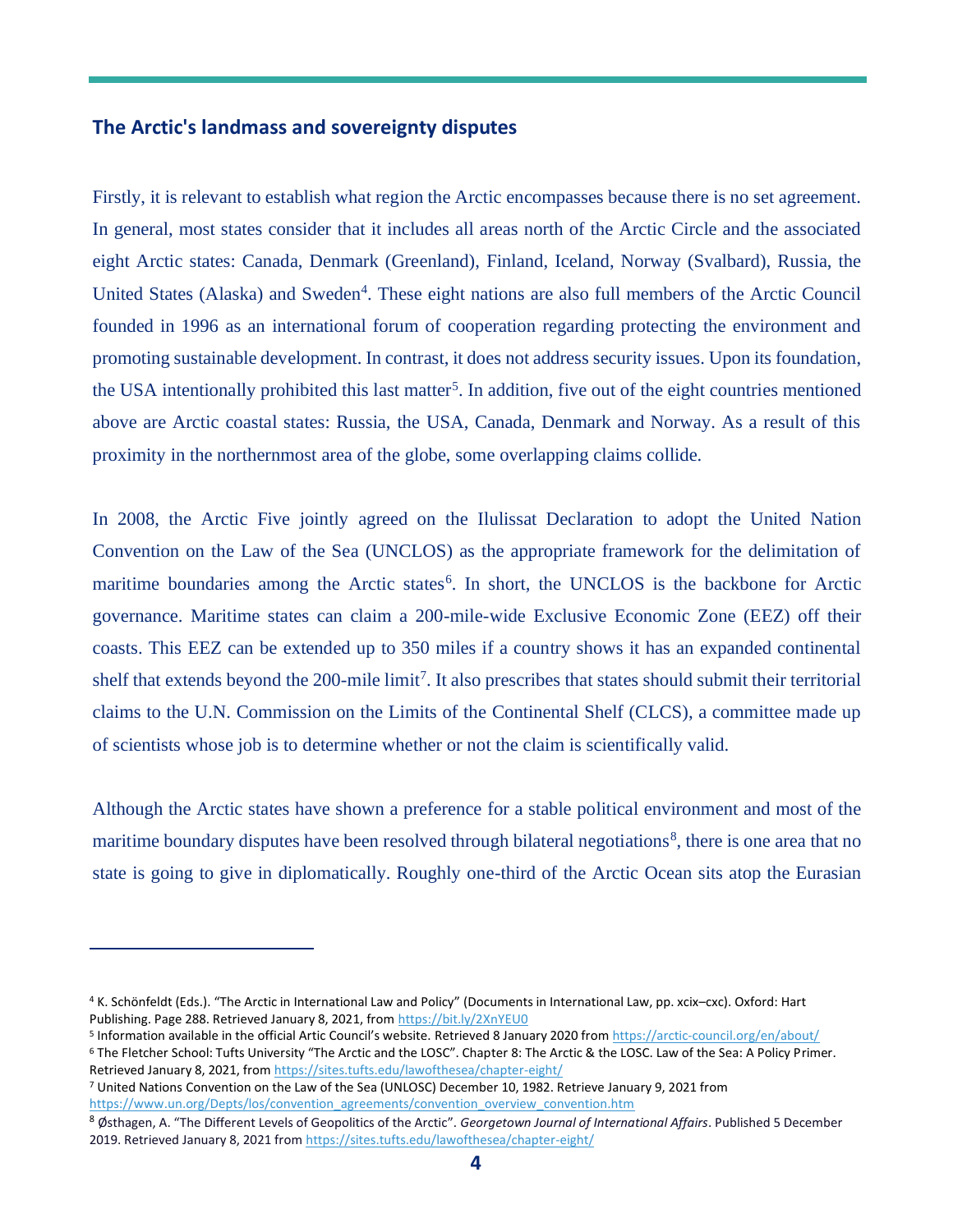## The Arctic's landmass and sovereignty disputes

Firstly, it is relevant to establish what region the Arctic encompasses because there is no set agreement. In general, most states consider that it includes all areas north of the Arctic Circle and the associated eight Arctic states: Canada, Denmark (Greenland), Finland, Iceland, Norway (Svalbard), Russia, the United States (Alaska) and Sweden[4]. These eight nations are also full members of the Arctic Council founded in 1996 as an international forum of cooperation regarding protecting the environment and promoting sustainable development. In contrast, it does not address security issues. Upon its foundation, the USA intentionally prohibited this last matter[5]. In addition, five out of the eight countries mentioned above are Arctic coastal states: Russia, the USA, Canada, Denmark and Norway. As a result of this proximity in the northernmost area of the globe, some overlapping claims collide.

In 2008, the Arctic Five jointly agreed on the Ilulissat Declaration to adopt the United Nation Convention on the Law of the Sea (UNCLOS) as the appropriate framework for the delimitation of maritime boundaries among the Arctic states[6]. In short, the UNCLOS is the backbone for Arctic governance. Maritime states can claim a 200-mile-wide Exclusive Economic Zone (EEZ) off their coasts. This EEZ can be extended up to 350 miles if a country shows it has an expanded continental shelf that extends beyond the 200-mile limit[7]. It also prescribes that states should submit their territorial claims to the U.N. Commission on the Limits of the Continental Shelf (CLCS), a committee made up of scientists whose job is to determine whether or not the claim is scientifically valid.

Although the Arctic states have shown a preference for a stable political environment and most of the maritime boundary disputes have been resolved through bilateral negotiations[8], there is one area that no state is going to give in diplomatically. Roughly one-third of the Arctic Ocean sits atop the Eurasian

---

[4] K. Schönfeldt (Eds.). "The Arctic in International Law and Policy" (Documents in International Law, pp. xcix–cxc). Oxford: Hart Publishing. Page 288. Retrieved January 8, 2021, from https://bit.ly/2XnYEU0

[5] Information available in the official Artic Council's website. Retrieved 8 January 2020 from https://arctic-council.org/en/about/

[6] The Fletcher School: Tufts University "The Arctic and the LOSC". Chapter 8: The Arctic & the LOSC. Law of the Sea: A Policy Primer. Retrieved January 8, 2021, from https://sites.tufts.edu/lawofthesea/chapter-eight/

[7] United Nations Convention on the Law of the Sea (UNLOSC) December 10, 1982. Retrieve January 9, 2021 from https://www.un.org/Depts/los/convention_agreements/convention_overview_convention.htm

[8] Østhagen, A. "The Different Levels of Geopolitics of the Arctic". *Georgetown Journal of International Affairs*. Published 5 December 2019. Retrieved January 8, 2021 from https://sites.tufts.edu/lawofthesea/chapter-eight/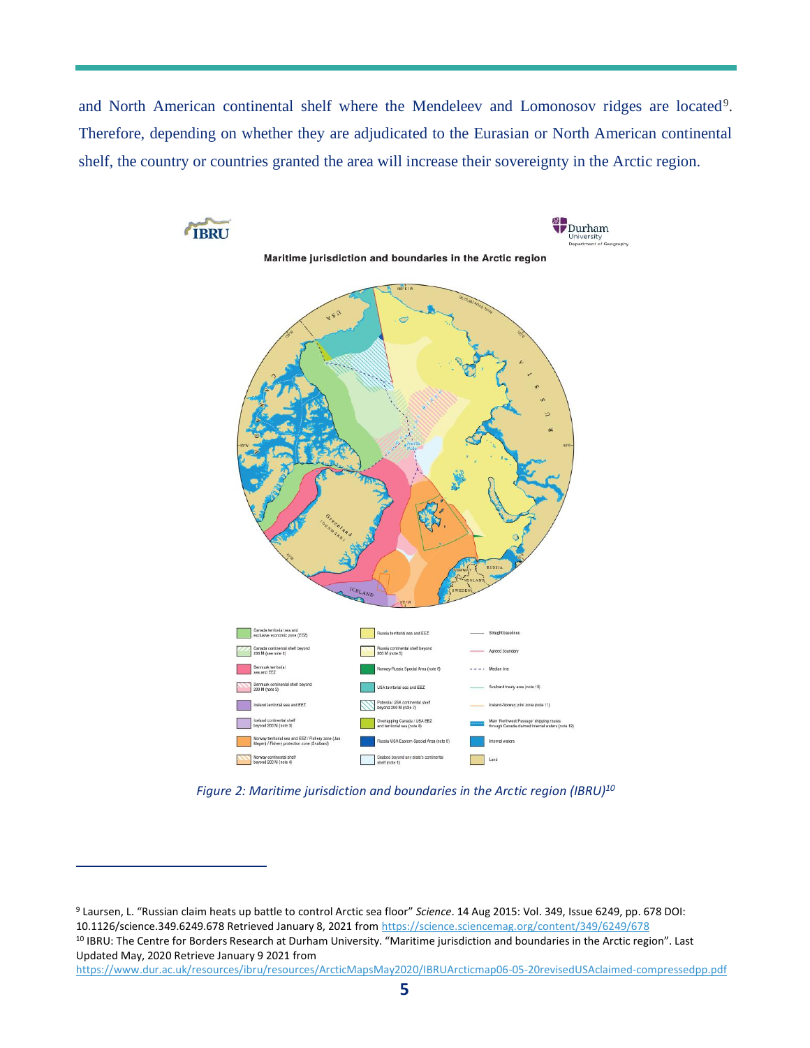and North American continental shelf where the Mendeleev and Lomonosov ridges are located[9]. Therefore, depending on whether they are adjudicated to the Eurasian or North American continental shelf, the country or countries granted the area will increase their sovereignty in the Arctic region.

*Figure 2: Maritime jurisdiction and boundaries in the Arctic region (IBRU)[10]*

---

[9] Laursen, L. "Russian claim heats up battle to control Arctic sea floor" *Science*. 14 Aug 2015: Vol. 349, Issue 6249, pp. 678 DOI: 10.1126/science.349.6249.678 Retrieved January 8, 2021 from https://science.sciencemag.org/content/349/6249/678

[10] IBRU: The Centre for Borders Research at Durham University. "Maritime jurisdiction and boundaries in the Arctic region". Last Updated May, 2020 Retrieve January 9 2021 from https://www.dur.ac.uk/resources/ibru/resources/ArcticMapsMay2020/IBRUArcticmap06-05-20revisedUSAclaimed-compressedpp.pdf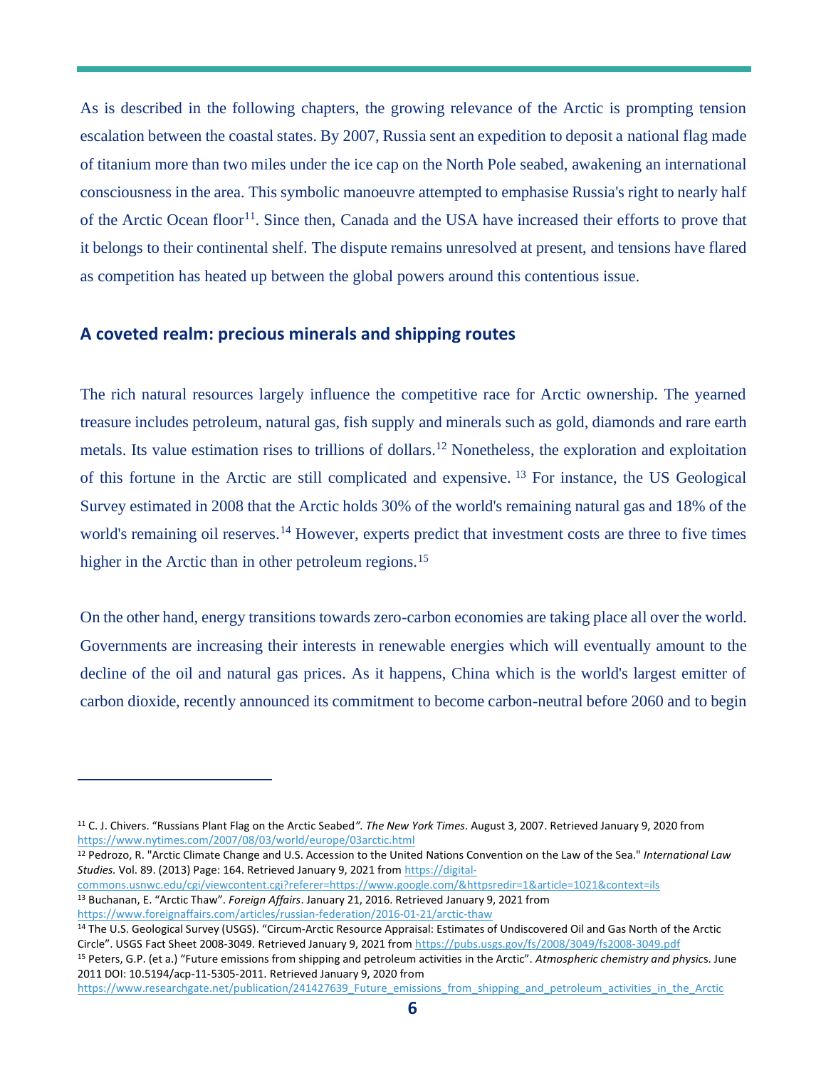As is described in the following chapters, the growing relevance of the Arctic is prompting tension escalation between the coastal states. By 2007, Russia sent an expedition to deposit a national flag made of titanium more than two miles under the ice cap on the North Pole seabed, awakening an international consciousness in the area. This symbolic manoeuvre attempted to emphasise Russia's right to nearly half of the Arctic Ocean floor[11]. Since then, Canada and the USA have increased their efforts to prove that it belongs to their continental shelf. The dispute remains unresolved at present, and tensions have flared as competition has heated up between the global powers around this contentious issue.

## A coveted realm: precious minerals and shipping routes

The rich natural resources largely influence the competitive race for Arctic ownership. The yearned treasure includes petroleum, natural gas, fish supply and minerals such as gold, diamonds and rare earth metals. Its value estimation rises to trillions of dollars.[12] Nonetheless, the exploration and exploitation of this fortune in the Arctic are still complicated and expensive. [13] For instance, the US Geological Survey estimated in 2008 that the Arctic holds 30% of the world's remaining natural gas and 18% of the world's remaining oil reserves.[14] However, experts predict that investment costs are three to five times higher in the Arctic than in other petroleum regions.[15]

On the other hand, energy transitions towards zero-carbon economies are taking place all over the world. Governments are increasing their interests in renewable energies which will eventually amount to the decline of the oil and natural gas prices. As it happens, China which is the world's largest emitter of carbon dioxide, recently announced its commitment to become carbon-neutral before 2060 and to begin

---

[11] C. J. Chivers. "Russians Plant Flag on the Arctic Seabed". *The New York Times*. August 3, 2007. Retrieved January 9, 2020 from https://www.nytimes.com/2007/08/03/world/europe/03arctic.html

[12] Pedrozo, R. "Arctic Climate Change and U.S. Accession to the United Nations Convention on the Law of the Sea." *International Law Studies.* Vol. 89. (2013) Page: 164. Retrieved January 9, 2021 from https://digital-commons.usnwc.edu/cgi/viewcontent.cgi?referer=https://www.google.com/&httpsredir=1&article=1021&context=ils

[13] Buchanan, E. "Arctic Thaw". *Foreign Affairs*. January 21, 2016. Retrieved January 9, 2021 from https://www.foreignaffairs.com/articles/russian-federation/2016-01-21/arctic-thaw

[14] The U.S. Geological Survey (USGS). "Circum-Arctic Resource Appraisal: Estimates of Undiscovered Oil and Gas North of the Arctic Circle". USGS Fact Sheet 2008-3049. Retrieved January 9, 2021 from https://pubs.usgs.gov/fs/2008/3049/fs2008-3049.pdf

[15] Peters, G.P. (et a.) "Future emissions from shipping and petroleum activities in the Arctic". *Atmospheric chemistry and physics*. June 2011 DOI: 10.5194/acp-11-5305-2011. Retrieved January 9, 2020 from https://www.researchgate.net/publication/241427639_Future_emissions_from_shipping_and_petroleum_activities_in_the_Arctic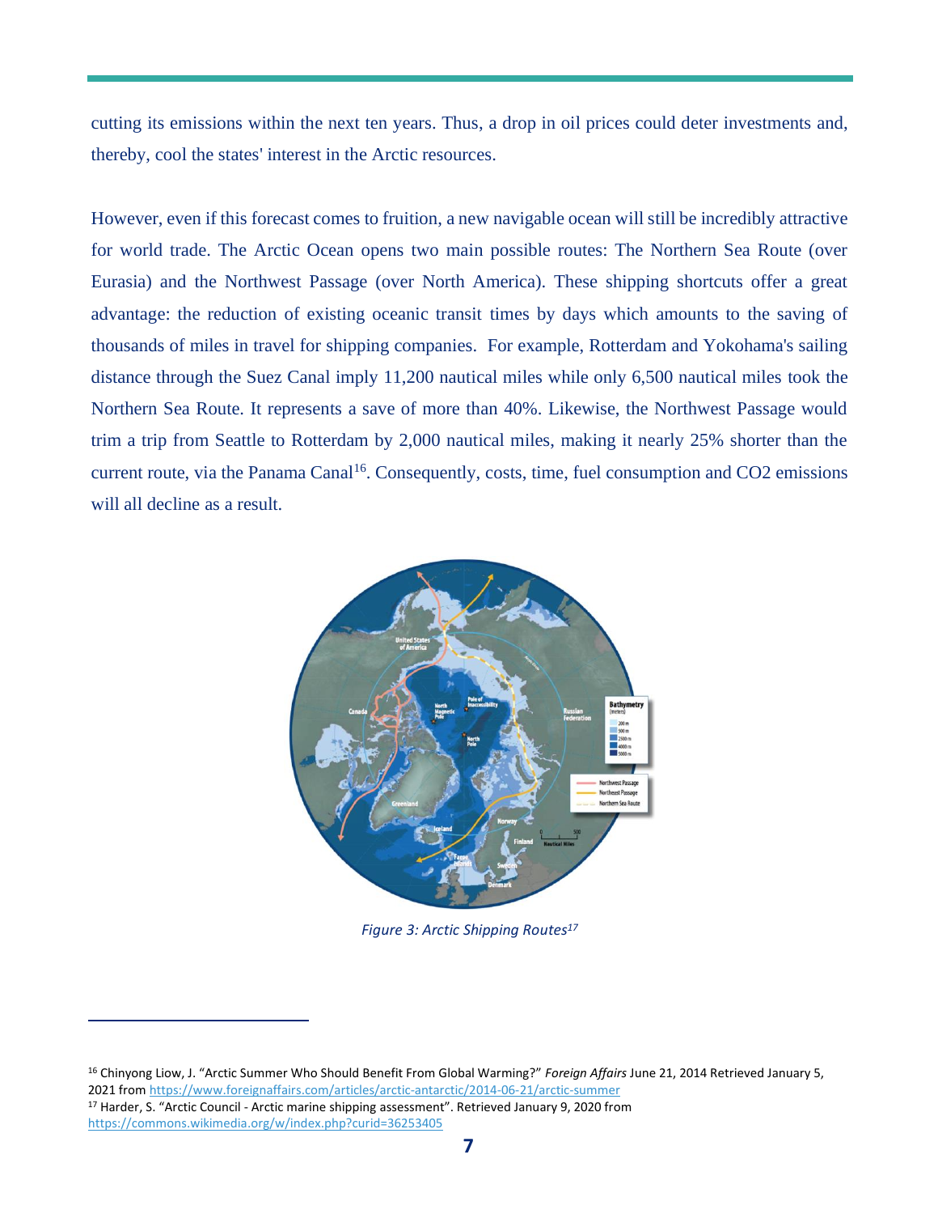cutting its emissions within the next ten years. Thus, a drop in oil prices could deter investments and, thereby, cool the states' interest in the Arctic resources.

However, even if this forecast comes to fruition, a new navigable ocean will still be incredibly attractive for world trade. The Arctic Ocean opens two main possible routes: The Northern Sea Route (over Eurasia) and the Northwest Passage (over North America). These shipping shortcuts offer a great advantage: the reduction of existing oceanic transit times by days which amounts to the saving of thousands of miles in travel for shipping companies. For example, Rotterdam and Yokohama's sailing distance through the Suez Canal imply 11,200 nautical miles while only 6,500 nautical miles took the Northern Sea Route. It represents a save of more than 40%. Likewise, the Northwest Passage would trim a trip from Seattle to Rotterdam by 2,000 nautical miles, making it nearly 25% shorter than the current route, via the Panama Canal[16]. Consequently, costs, time, fuel consumption and $CO_2$ emissions will all decline as a result.

*Figure 3: Arctic Shipping Routes[17]*

---

[16] Chinyong Liow, J. "Arctic Summer Who Should Benefit From Global Warming?" *Foreign Affairs* June 21, 2014 Retrieved January 5, 2021 from https://www.foreignaffairs.com/articles/arctic-antarctic/2014-06-21/arctic-summer

[17] Harder, S. "Arctic Council - Arctic marine shipping assessment". Retrieved January 9, 2020 from https://commons.wikimedia.org/w/index.php?curid=36253405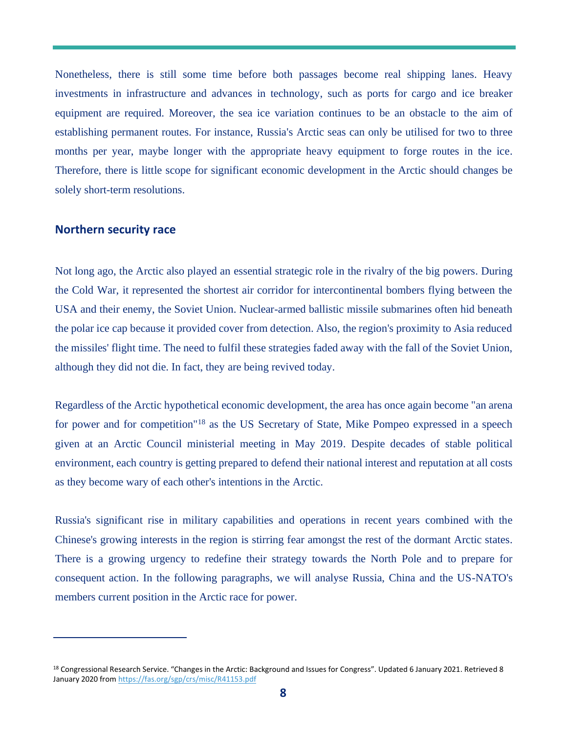Nonetheless, there is still some time before both passages become real shipping lanes. Heavy investments in infrastructure and advances in technology, such as ports for cargo and ice breaker equipment are required. Moreover, the sea ice variation continues to be an obstacle to the aim of establishing permanent routes. For instance, Russia's Arctic seas can only be utilised for two to three months per year, maybe longer with the appropriate heavy equipment to forge routes in the ice. Therefore, there is little scope for significant economic development in the Arctic should changes be solely short-term resolutions.

## Northern security race

Not long ago, the Arctic also played an essential strategic role in the rivalry of the big powers. During the Cold War, it represented the shortest air corridor for intercontinental bombers flying between the USA and their enemy, the Soviet Union. Nuclear-armed ballistic missile submarines often hid beneath the polar ice cap because it provided cover from detection. Also, the region's proximity to Asia reduced the missiles' flight time. The need to fulfil these strategies faded away with the fall of the Soviet Union, although they did not die. In fact, they are being revived today.

Regardless of the Arctic hypothetical economic development, the area has once again become "an arena for power and for competition"[18] as the US Secretary of State, Mike Pompeo expressed in a speech given at an Arctic Council ministerial meeting in May 2019. Despite decades of stable political environment, each country is getting prepared to defend their national interest and reputation at all costs as they become wary of each other's intentions in the Arctic.

Russia's significant rise in military capabilities and operations in recent years combined with the Chinese's growing interests in the region is stirring fear amongst the rest of the dormant Arctic states. There is a growing urgency to redefine their strategy towards the North Pole and to prepare for consequent action. In the following paragraphs, we will analyse Russia, China and the US-NATO's members current position in the Arctic race for power.

---

[18] Congressional Research Service. "Changes in the Arctic: Background and Issues for Congress". Updated 6 January 2021. Retrieved 8 January 2020 from https://fas.org/sgp/crs/misc/R41153.pdf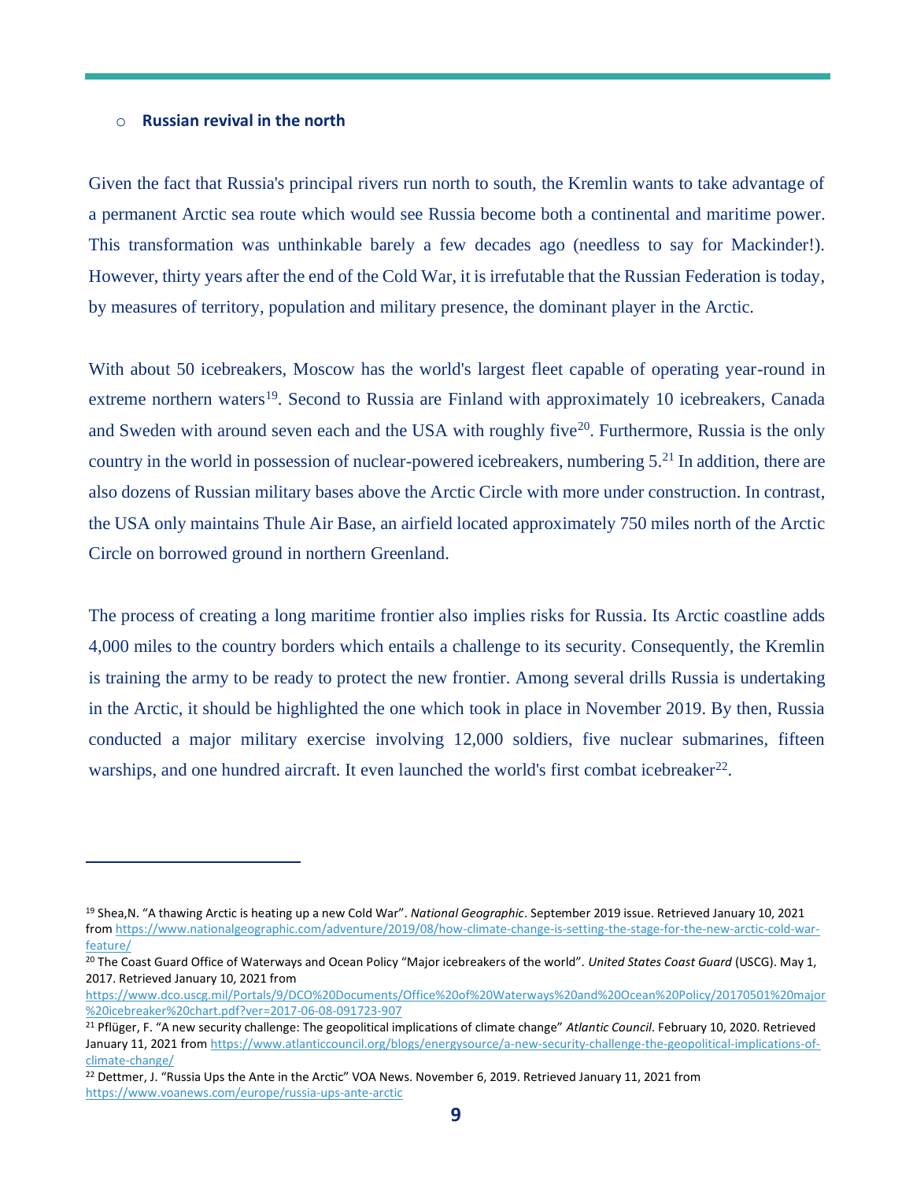- **Russian revival in the north**

Given the fact that Russia's principal rivers run north to south, the Kremlin wants to take advantage of a permanent Arctic sea route which would see Russia become both a continental and maritime power. This transformation was unthinkable barely a few decades ago (needless to say for Mackinder!). However, thirty years after the end of the Cold War, it is irrefutable that the Russian Federation is today, by measures of territory, population and military presence, the dominant player in the Arctic.

With about 50 icebreakers, Moscow has the world's largest fleet capable of operating year-round in extreme northern waters[19]. Second to Russia are Finland with approximately 10 icebreakers, Canada and Sweden with around seven each and the USA with roughly five[20]. Furthermore, Russia is the only country in the world in possession of nuclear-powered icebreakers, numbering 5.[21] In addition, there are also dozens of Russian military bases above the Arctic Circle with more under construction. In contrast, the USA only maintains Thule Air Base, an airfield located approximately 750 miles north of the Arctic Circle on borrowed ground in northern Greenland.

The process of creating a long maritime frontier also implies risks for Russia. Its Arctic coastline adds 4,000 miles to the country borders which entails a challenge to its security. Consequently, the Kremlin is training the army to be ready to protect the new frontier. Among several drills Russia is undertaking in the Arctic, it should be highlighted the one which took in place in November 2019. By then, Russia conducted a major military exercise involving 12,000 soldiers, five nuclear submarines, fifteen warships, and one hundred aircraft. It even launched the world's first combat icebreaker[22].

---

[19] Shea,N. "A thawing Arctic is heating up a new Cold War". *National Geographic*. September 2019 issue. Retrieved January 10, 2021 from https://www.nationalgeographic.com/adventure/2019/08/how-climate-change-is-setting-the-stage-for-the-new-arctic-cold-war-feature/

[20] The Coast Guard Office of Waterways and Ocean Policy "Major icebreakers of the world". *United States Coast Guard* (USCG). May 1, 2017. Retrieved January 10, 2021 from https://www.dco.uscg.mil/Portals/9/DCO%20Documents/Office%20of%20Waterways%20and%20Ocean%20Policy/20170501%20major%20icebreaker%20chart.pdf?ver=2017-06-08-091723-907

[21] Pflüger, F. "A new security challenge: The geopolitical implications of climate change" *Atlantic Council*. February 10, 2020. Retrieved January 11, 2021 from https://www.atlanticcouncil.org/blogs/energysource/a-new-security-challenge-the-geopolitical-implications-of-climate-change/

[22] Dettmer, J. "Russia Ups the Ante in the Arctic" VOA News. November 6, 2019. Retrieved January 11, 2021 from https://www.voanews.com/europe/russia-ups-ante-arctic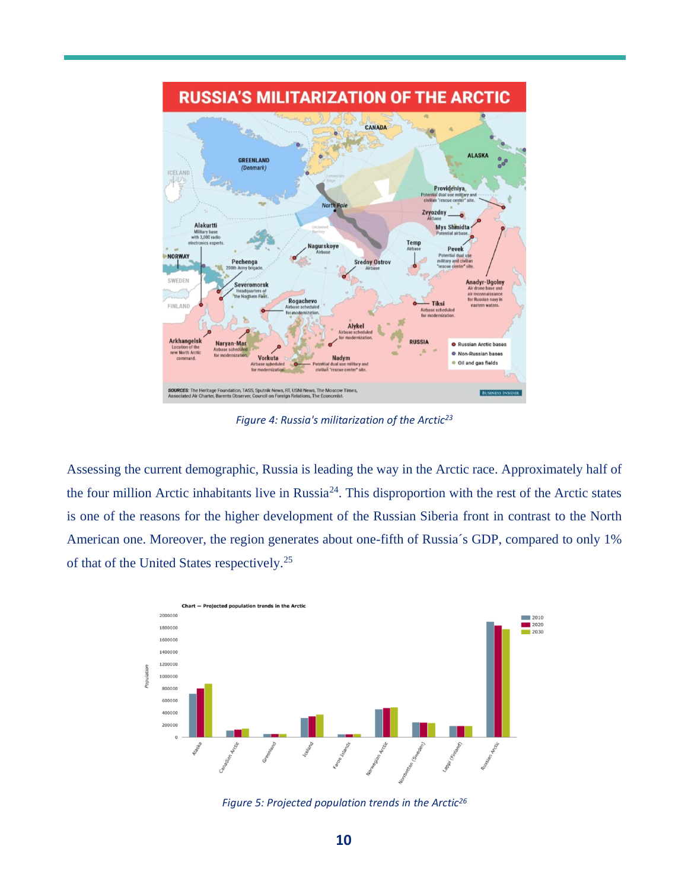*Figure 4: Russia's militarization of the Arctic[23]*

Assessing the current demographic, Russia is leading the way in the Arctic race. Approximately half of the four million Arctic inhabitants live in Russia[24]. This disproportion with the rest of the Arctic states is one of the reasons for the higher development of the Russian Siberia front in contrast to the North American one. Moreover, the region generates about one-fifth of Russia´s GDP, compared to only 1% of that of the United States respectively.[25]

*Figure 5: Projected population trends in the Arctic[26]*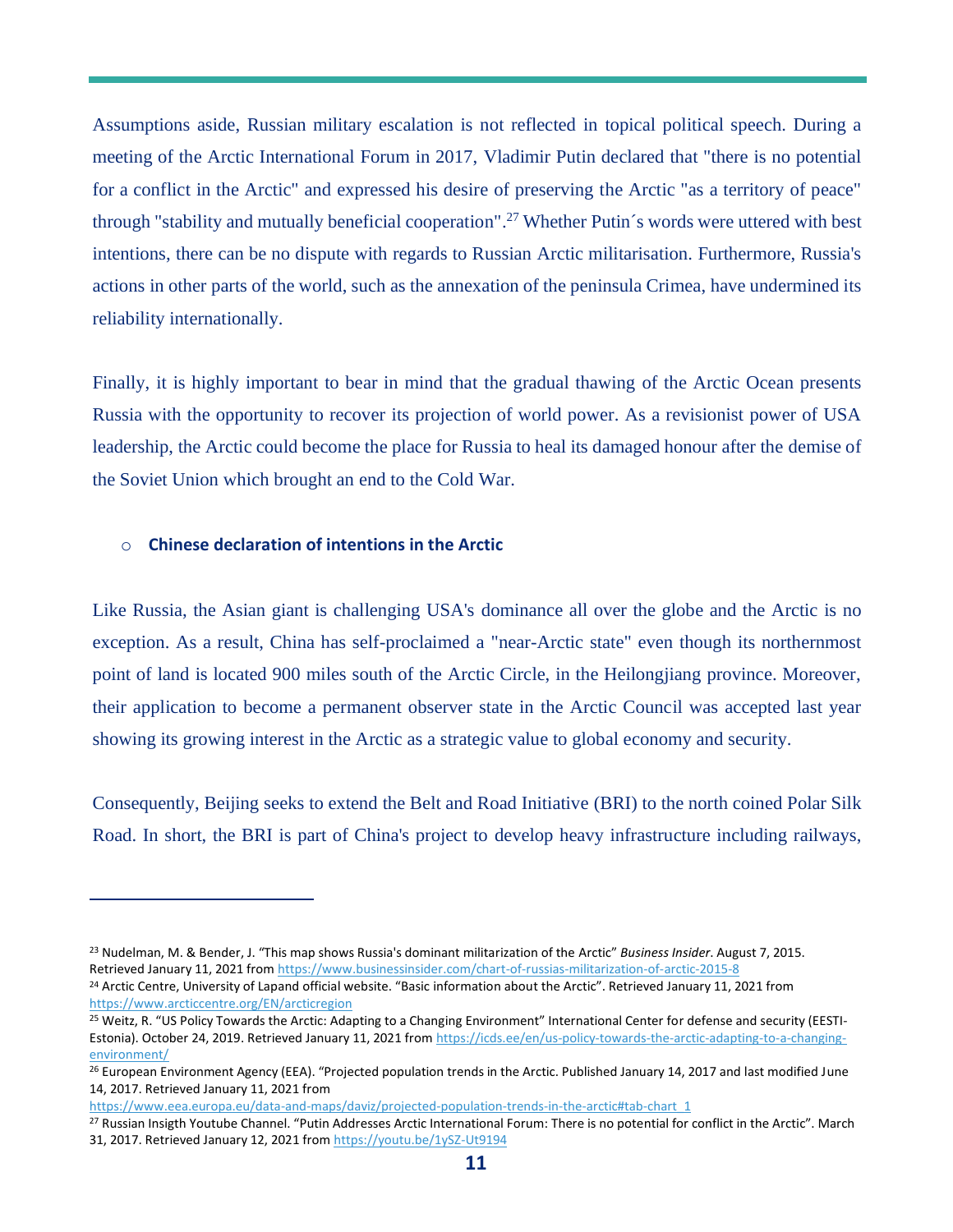Assumptions aside, Russian military escalation is not reflected in topical political speech. During a meeting of the Arctic International Forum in 2017, Vladimir Putin declared that "there is no potential for a conflict in the Arctic" and expressed his desire of preserving the Arctic "as a territory of peace" through "stability and mutually beneficial cooperation".[27] Whether Putin´s words were uttered with best intentions, there can be no dispute with regards to Russian Arctic militarisation. Furthermore, Russia's actions in other parts of the world, such as the annexation of the peninsula Crimea, have undermined its reliability internationally.

Finally, it is highly important to bear in mind that the gradual thawing of the Arctic Ocean presents Russia with the opportunity to recover its projection of world power. As a revisionist power of USA leadership, the Arctic could become the place for Russia to heal its damaged honour after the demise of the Soviet Union which brought an end to the Cold War.

- **Chinese declaration of intentions in the Arctic**

Like Russia, the Asian giant is challenging USA's dominance all over the globe and the Arctic is no exception. As a result, China has self-proclaimed a "near-Arctic state" even though its northernmost point of land is located 900 miles south of the Arctic Circle, in the Heilongjiang province. Moreover, their application to become a permanent observer state in the Arctic Council was accepted last year showing its growing interest in the Arctic as a strategic value to global economy and security.

Consequently, Beijing seeks to extend the Belt and Road Initiative (BRI) to the north coined Polar Silk Road. In short, the BRI is part of China's project to develop heavy infrastructure including railways,

---

[23] Nudelman, M. & Bender, J. "This map shows Russia's dominant militarization of the Arctic" *Business Insider*. August 7, 2015. Retrieved January 11, 2021 from https://www.businessinsider.com/chart-of-russias-militarization-of-arctic-2015-8

[24] Arctic Centre, University of Lapand official website. "Basic information about the Arctic". Retrieved January 11, 2021 from https://www.arcticcentre.org/EN/arcticregion

[25] Weitz, R. "US Policy Towards the Arctic: Adapting to a Changing Environment" International Center for defense and security (EESTI-Estonia). October 24, 2019. Retrieved January 11, 2021 from https://icds.ee/en/us-policy-towards-the-arctic-adapting-to-a-changing-environment/

[26] European Environment Agency (EEA). "Projected population trends in the Arctic. Published January 14, 2017 and last modified June 14, 2017. Retrieved January 11, 2021 from https://www.eea.europa.eu/data-and-maps/daviz/projected-population-trends-in-the-arctic#tab-chart_1

[27] Russian Insigth Youtube Channel. "Putin Addresses Arctic International Forum: There is no potential for conflict in the Arctic". March 31, 2017. Retrieved January 12, 2021 from https://youtu.be/1ySZ-Ut9194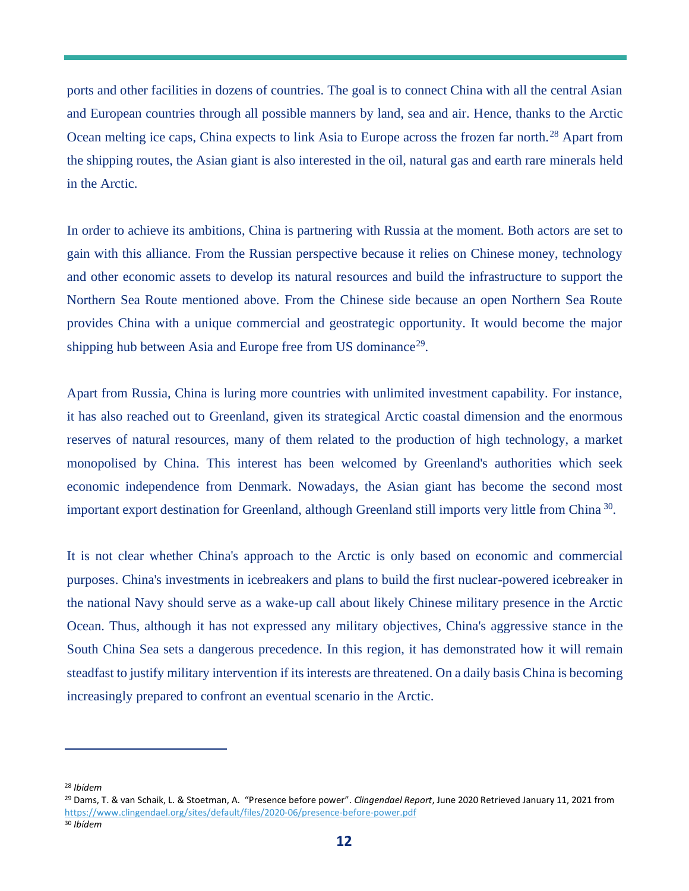ports and other facilities in dozens of countries. The goal is to connect China with all the central Asian and European countries through all possible manners by land, sea and air. Hence, thanks to the Arctic Ocean melting ice caps, China expects to link Asia to Europe across the frozen far north.[28] Apart from the shipping routes, the Asian giant is also interested in the oil, natural gas and earth rare minerals held in the Arctic.

In order to achieve its ambitions, China is partnering with Russia at the moment. Both actors are set to gain with this alliance. From the Russian perspective because it relies on Chinese money, technology and other economic assets to develop its natural resources and build the infrastructure to support the Northern Sea Route mentioned above. From the Chinese side because an open Northern Sea Route provides China with a unique commercial and geostrategic opportunity. It would become the major shipping hub between Asia and Europe free from US dominance[29].

Apart from Russia, China is luring more countries with unlimited investment capability. For instance, it has also reached out to Greenland, given its strategical Arctic coastal dimension and the enormous reserves of natural resources, many of them related to the production of high technology, a market monopolised by China. This interest has been welcomed by Greenland's authorities which seek economic independence from Denmark. Nowadays, the Asian giant has become the second most important export destination for Greenland, although Greenland still imports very little from China [30].

It is not clear whether China's approach to the Arctic is only based on economic and commercial purposes. China's investments in icebreakers and plans to build the first nuclear-powered icebreaker in the national Navy should serve as a wake-up call about likely Chinese military presence in the Arctic Ocean. Thus, although it has not expressed any military objectives, China's aggressive stance in the South China Sea sets a dangerous precedence. In this region, it has demonstrated how it will remain steadfast to justify military intervention if its interests are threatened. On a daily basis China is becoming increasingly prepared to confront an eventual scenario in the Arctic.

---

[28] *Ibídem*

[29] Dams, T. & van Schaik, L. & Stoetman, A. "Presence before power". *Clingendael Report*, June 2020 Retrieved January 11, 2021 from https://www.clingendael.org/sites/default/files/2020-06/presence-before-power.pdf

[30] *Ibídem*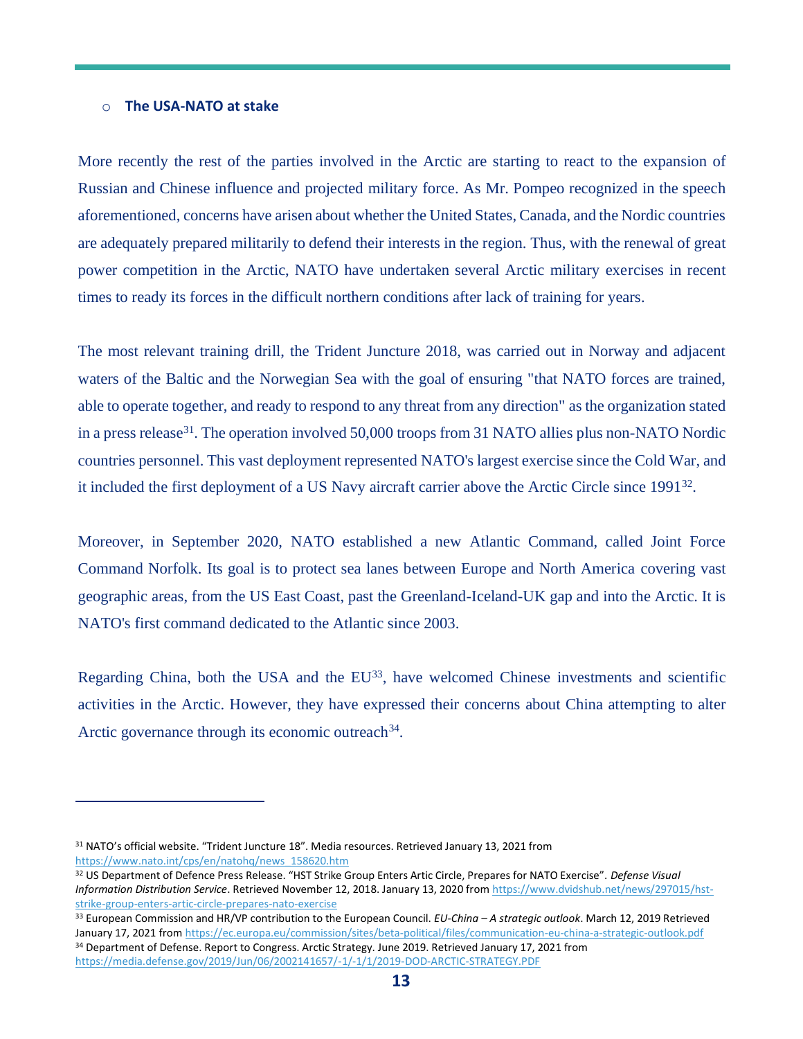- **The USA-NATO at stake**

More recently the rest of the parties involved in the Arctic are starting to react to the expansion of Russian and Chinese influence and projected military force. As Mr. Pompeo recognized in the speech aforementioned, concerns have arisen about whether the United States, Canada, and the Nordic countries are adequately prepared militarily to defend their interests in the region. Thus, with the renewal of great power competition in the Arctic, NATO have undertaken several Arctic military exercises in recent times to ready its forces in the difficult northern conditions after lack of training for years.

The most relevant training drill, the Trident Juncture 2018, was carried out in Norway and adjacent waters of the Baltic and the Norwegian Sea with the goal of ensuring "that NATO forces are trained, able to operate together, and ready to respond to any threat from any direction" as the organization stated in a press release[31]. The operation involved 50,000 troops from 31 NATO allies plus non-NATO Nordic countries personnel. This vast deployment represented NATO's largest exercise since the Cold War, and it included the first deployment of a US Navy aircraft carrier above the Arctic Circle since 1991[32].

Moreover, in September 2020, NATO established a new Atlantic Command, called Joint Force Command Norfolk. Its goal is to protect sea lanes between Europe and North America covering vast geographic areas, from the US East Coast, past the Greenland-Iceland-UK gap and into the Arctic. It is NATO's first command dedicated to the Atlantic since 2003.

Regarding China, both the USA and the EU[33], have welcomed Chinese investments and scientific activities in the Arctic. However, they have expressed their concerns about China attempting to alter Arctic governance through its economic outreach[34].

---

[31] NATO's official website. "Trident Juncture 18". Media resources. Retrieved January 13, 2021 from https://www.nato.int/cps/en/natohq/news_158620.htm

[32] US Department of Defence Press Release. "HST Strike Group Enters Artic Circle, Prepares for NATO Exercise". *Defense Visual Information Distribution Service*. Retrieved November 12, 2018. January 13, 2020 from https://www.dvidshub.net/news/297015/hst-strike-group-enters-artic-circle-prepares-nato-exercise

[33] European Commission and HR/VP contribution to the European Council. *EU-China – A strategic outlook*. March 12, 2019 Retrieved January 17, 2021 from https://ec.europa.eu/commission/sites/beta-political/files/communication-eu-china-a-strategic-outlook.pdf

[34] Department of Defense. Report to Congress. Arctic Strategy. June 2019. Retrieved January 17, 2021 from https://media.defense.gov/2019/Jun/06/2002141657/-1/-1/1/2019-DOD-ARCTIC-STRATEGY.PDF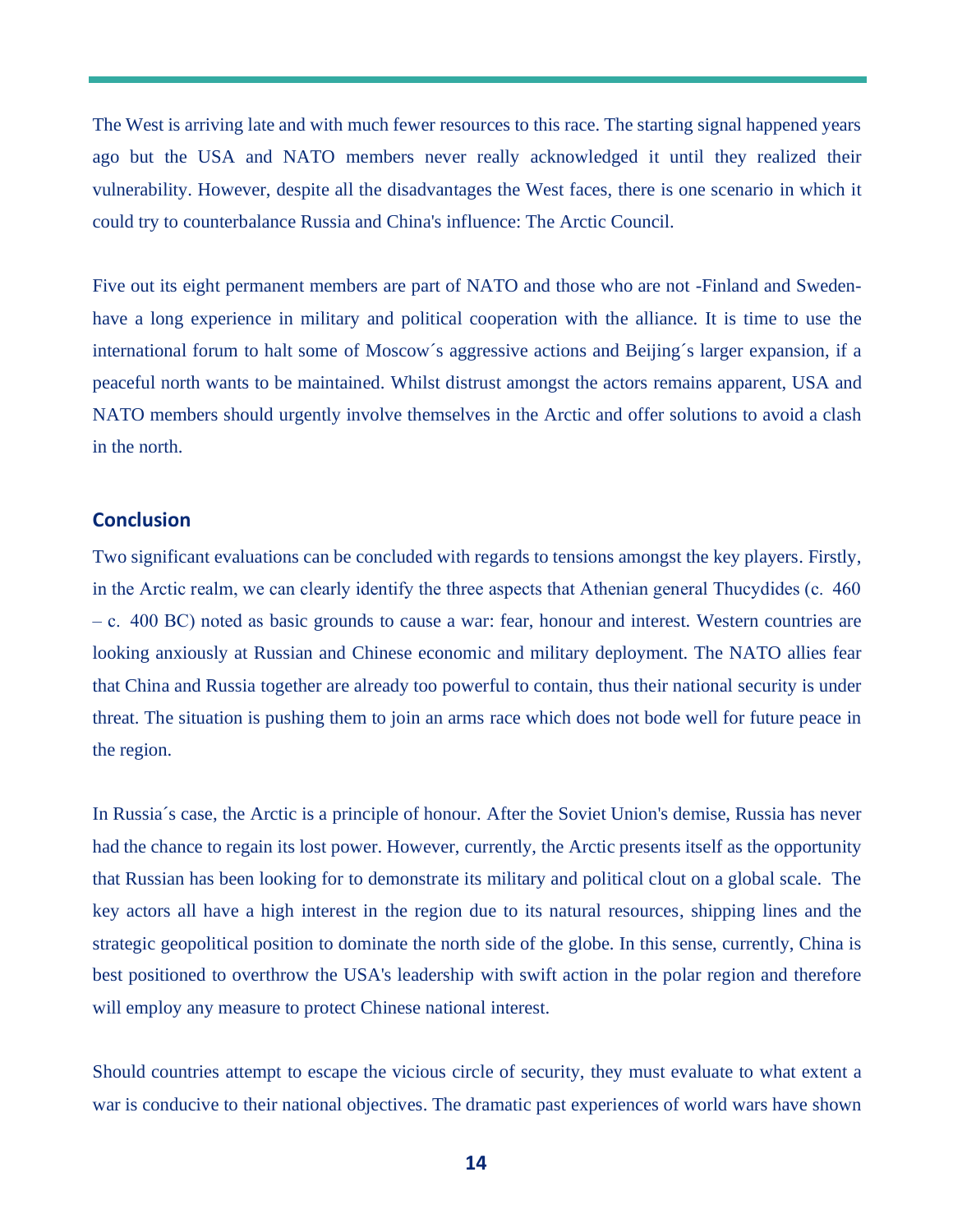The West is arriving late and with much fewer resources to this race. The starting signal happened years ago but the USA and NATO members never really acknowledged it until they realized their vulnerability. However, despite all the disadvantages the West faces, there is one scenario in which it could try to counterbalance Russia and China's influence: The Arctic Council.

Five out its eight permanent members are part of NATO and those who are not -Finland and Sweden-have a long experience in military and political cooperation with the alliance. It is time to use the international forum to halt some of Moscow´s aggressive actions and Beijing´s larger expansion, if a peaceful north wants to be maintained. Whilst distrust amongst the actors remains apparent, USA and NATO members should urgently involve themselves in the Arctic and offer solutions to avoid a clash in the north.

## Conclusion

Two significant evaluations can be concluded with regards to tensions amongst the key players. Firstly, in the Arctic realm, we can clearly identify the three aspects that Athenian general Thucydides (c. 460 – c. 400 BC) noted as basic grounds to cause a war: fear, honour and interest. Western countries are looking anxiously at Russian and Chinese economic and military deployment. The NATO allies fear that China and Russia together are already too powerful to contain, thus their national security is under threat. The situation is pushing them to join an arms race which does not bode well for future peace in the region.

In Russia´s case, the Arctic is a principle of honour. After the Soviet Union's demise, Russia has never had the chance to regain its lost power. However, currently, the Arctic presents itself as the opportunity that Russian has been looking for to demonstrate its military and political clout on a global scale. The key actors all have a high interest in the region due to its natural resources, shipping lines and the strategic geopolitical position to dominate the north side of the globe. In this sense, currently, China is best positioned to overthrow the USA's leadership with swift action in the polar region and therefore will employ any measure to protect Chinese national interest.

Should countries attempt to escape the vicious circle of security, they must evaluate to what extent a war is conducive to their national objectives. The dramatic past experiences of world wars have shown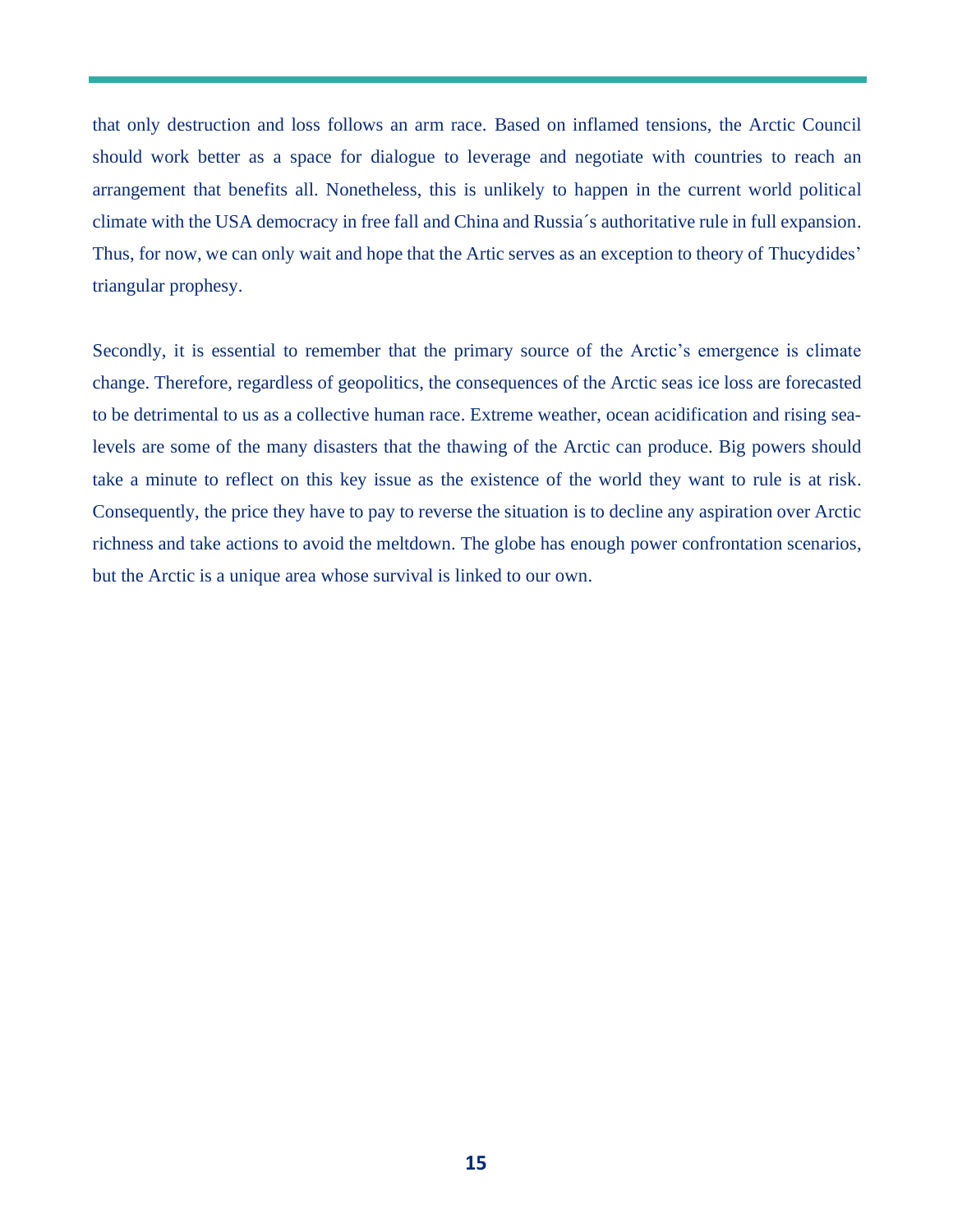that only destruction and loss follows an arm race. Based on inflamed tensions, the Arctic Council should work better as a space for dialogue to leverage and negotiate with countries to reach an arrangement that benefits all. Nonetheless, this is unlikely to happen in the current world political climate with the USA democracy in free fall and China and Russia´s authoritative rule in full expansion. Thus, for now, we can only wait and hope that the Artic serves as an exception to theory of Thucydides' triangular prophesy.

Secondly, it is essential to remember that the primary source of the Arctic's emergence is climate change. Therefore, regardless of geopolitics, the consequences of the Arctic seas ice loss are forecasted to be detrimental to us as a collective human race. Extreme weather, ocean acidification and rising sea-levels are some of the many disasters that the thawing of the Arctic can produce. Big powers should take a minute to reflect on this key issue as the existence of the world they want to rule is at risk. Consequently, the price they have to pay to reverse the situation is to decline any aspiration over Arctic richness and take actions to avoid the meltdown. The globe has enough power confrontation scenarios, but the Arctic is a unique area whose survival is linked to our own.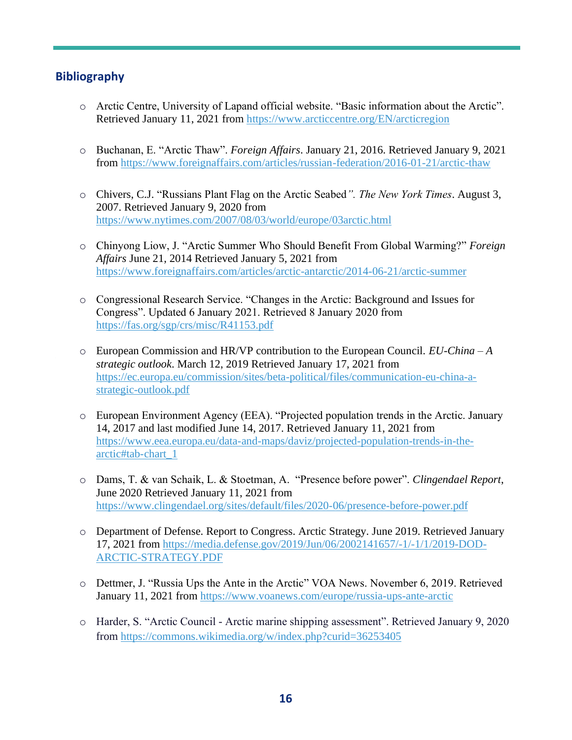## Bibliography

- Arctic Centre, University of Lapand official website. “Basic information about the Arctic”. Retrieved January 11, 2021 from https://www.arcticcentre.org/EN/arcticregion

- Buchanan, E. “Arctic Thaw”. *Foreign Affairs*. January 21, 2016. Retrieved January 9, 2021 from https://www.foreignaffairs.com/articles/russian-federation/2016-01-21/arctic-thaw

- Chivers, C.J. “Russians Plant Flag on the Arctic Seabed*”. The New York Times*. August 3, 2007. Retrieved January 9, 2020 from https://www.nytimes.com/2007/08/03/world/europe/03arctic.html

- Chinyong Liow, J. “Arctic Summer Who Should Benefit From Global Warming?” *Foreign Affairs* June 21, 2014 Retrieved January 5, 2021 from https://www.foreignaffairs.com/articles/arctic-antarctic/2014-06-21/arctic-summer

- Congressional Research Service. “Changes in the Arctic: Background and Issues for Congress”. Updated 6 January 2021. Retrieved 8 January 2020 from https://fas.org/sgp/crs/misc/R41153.pdf

- European Commission and HR/VP contribution to the European Council. *EU-China – A strategic outlook*. March 12, 2019 Retrieved January 17, 2021 from https://ec.europa.eu/commission/sites/beta-political/files/communication-eu-china-a-strategic-outlook.pdf

- European Environment Agency (EEA). “Projected population trends in the Arctic. January 14, 2017 and last modified June 14, 2017. Retrieved January 11, 2021 from https://www.eea.europa.eu/data-and-maps/daviz/projected-population-trends-in-the-arctic#tab-chart_1

- Dams, T. & van Schaik, L. & Stoetman, A. “Presence before power”. *Clingendael Report*, June 2020 Retrieved January 11, 2021 from https://www.clingendael.org/sites/default/files/2020-06/presence-before-power.pdf

- Department of Defense. Report to Congress. Arctic Strategy. June 2019. Retrieved January 17, 2021 from https://media.defense.gov/2019/Jun/06/2002141657/-1/-1/1/2019-DOD-ARCTIC-STRATEGY.PDF

- Dettmer, J. “Russia Ups the Ante in the Arctic” VOA News. November 6, 2019. Retrieved January 11, 2021 from https://www.voanews.com/europe/russia-ups-ante-arctic

- Harder, S. “Arctic Council - Arctic marine shipping assessment”. Retrieved January 9, 2020 from https://commons.wikimedia.org/w/index.php?curid=36253405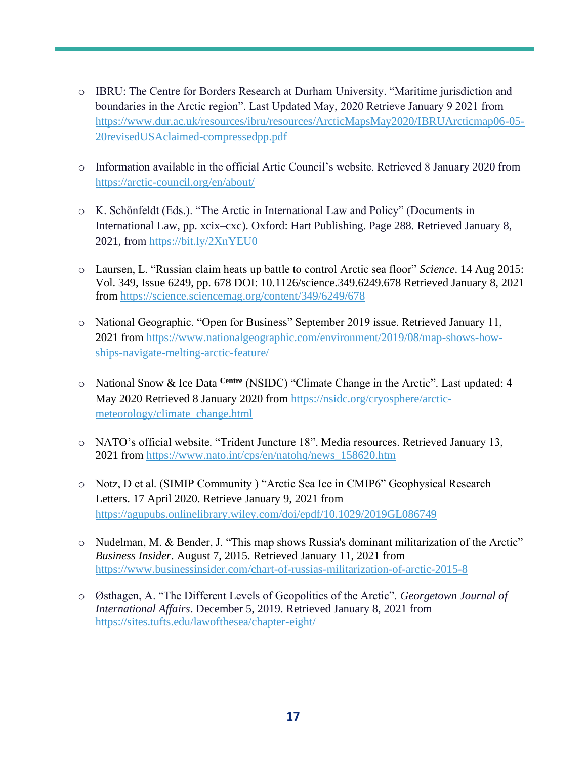- IBRU: The Centre for Borders Research at Durham University. "Maritime jurisdiction and boundaries in the Arctic region". Last Updated May, 2020 Retrieve January 9 2021 from https://www.dur.ac.uk/resources/ibru/resources/ArcticMapsMay2020/IBRUArcticmap06-05-20revisedUSAclaimed-compressedpp.pdf

- Information available in the official Artic Council's website. Retrieved 8 January 2020 from https://arctic-council.org/en/about/

- K. Schönfeldt (Eds.). "The Arctic in International Law and Policy" (Documents in International Law, pp. xcix–cxc). Oxford: Hart Publishing. Page 288. Retrieved January 8, 2021, from https://bit.ly/2XnYEU0

- Laursen, L. "Russian claim heats up battle to control Arctic sea floor" *Science*. 14 Aug 2015: Vol. 349, Issue 6249, pp. 678 DOI: 10.1126/science.349.6249.678 Retrieved January 8, 2021 from https://science.sciencemag.org/content/349/6249/678

- National Geographic. "Open for Business" September 2019 issue. Retrieved January 11, 2021 from https://www.nationalgeographic.com/environment/2019/08/map-shows-how-ships-navigate-melting-arctic-feature/

- National Snow & Ice Data Centre (NSIDC) "Climate Change in the Arctic". Last updated: 4 May 2020 Retrieved 8 January 2020 from https://nsidc.org/cryosphere/arctic-meteorology/climate_change.html

- NATO's official website. "Trident Juncture 18". Media resources. Retrieved January 13, 2021 from https://www.nato.int/cps/en/natohq/news_158620.htm

- Notz, D et al. (SIMIP Community ) "Arctic Sea Ice in CMIP6" Geophysical Research Letters. 17 April 2020. Retrieve January 9, 2021 from https://agupubs.onlinelibrary.wiley.com/doi/epdf/10.1029/2019GL086749

- Nudelman, M. & Bender, J. "This map shows Russia's dominant militarization of the Arctic" *Business Insider*. August 7, 2015. Retrieved January 11, 2021 from https://www.businessinsider.com/chart-of-russias-militarization-of-arctic-2015-8

- Østhagen, A. "The Different Levels of Geopolitics of the Arctic". *Georgetown Journal of International Affairs*. December 5, 2019. Retrieved January 8, 2021 from https://sites.tufts.edu/lawofthesea/chapter-eight/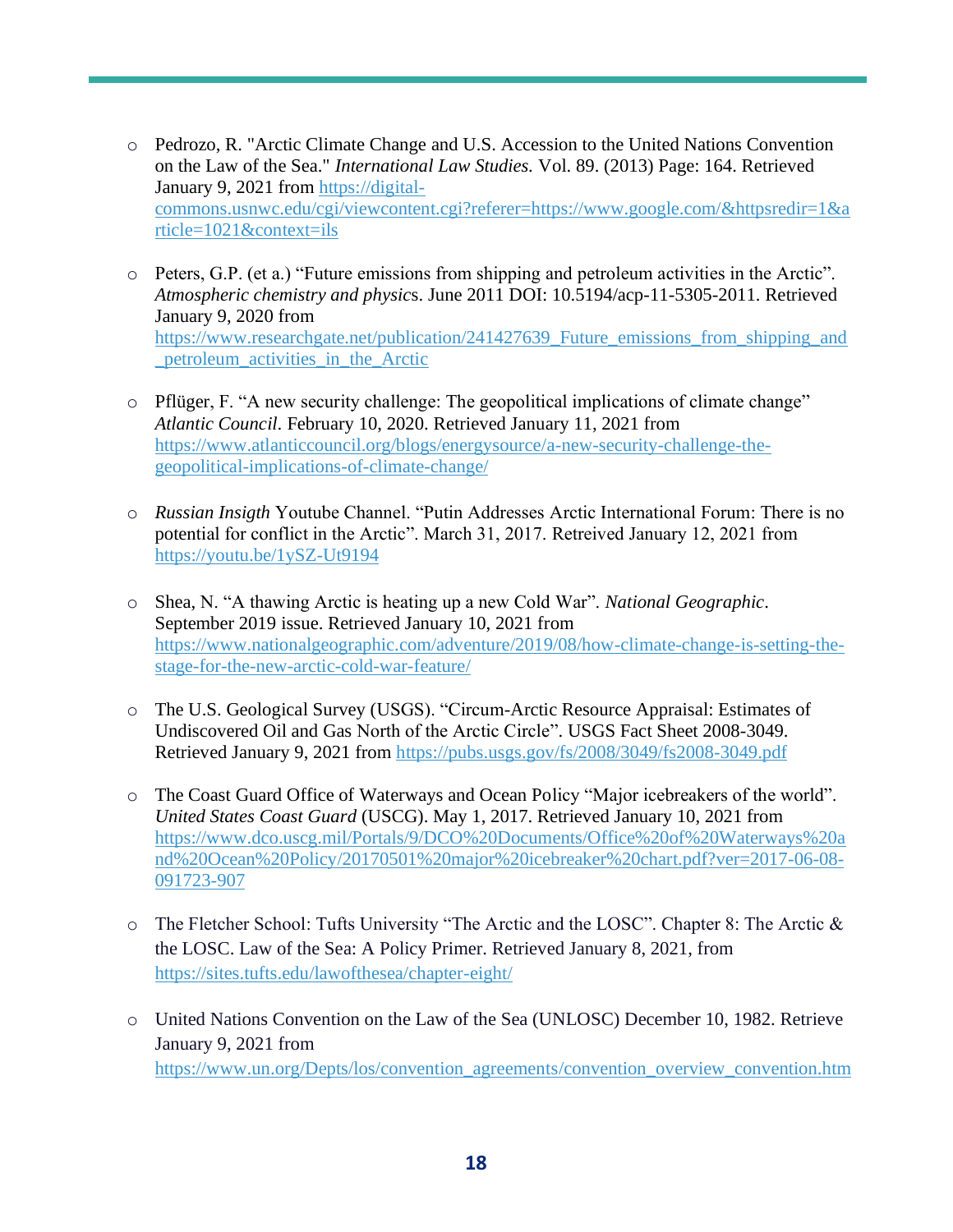- Pedrozo, R. "Arctic Climate Change and U.S. Accession to the United Nations Convention on the Law of the Sea." *International Law Studies.* Vol. 89. (2013) Page: 164. Retrieved January 9, 2021 from https://digital-commons.usnwc.edu/cgi/viewcontent.cgi?referer=https://www.google.com/&httpsredir=1&article=1021&context=ils

- Peters, G.P. (et a.) "Future emissions from shipping and petroleum activities in the Arctic". *Atmospheric chemistry and physic*s. June 2011 DOI: 10.5194/acp-11-5305-2011. Retrieved January 9, 2020 from https://www.researchgate.net/publication/241427639_Future_emissions_from_shipping_and_petroleum_activities_in_the_Arctic

- Pflüger, F. "A new security challenge: The geopolitical implications of climate change" *Atlantic Council*. February 10, 2020. Retrieved January 11, 2021 from https://www.atlanticcouncil.org/blogs/energysource/a-new-security-challenge-the-geopolitical-implications-of-climate-change/

- *Russian Insigth* Youtube Channel. "Putin Addresses Arctic International Forum: There is no potential for conflict in the Arctic". March 31, 2017. Retreived January 12, 2021 from https://youtu.be/1ySZ-Ut9194

- Shea, N. "A thawing Arctic is heating up a new Cold War". *National Geographic*. September 2019 issue. Retrieved January 10, 2021 from https://www.nationalgeographic.com/adventure/2019/08/how-climate-change-is-setting-the-stage-for-the-new-arctic-cold-war-feature/

- The U.S. Geological Survey (USGS). "Circum-Arctic Resource Appraisal: Estimates of Undiscovered Oil and Gas North of the Arctic Circle". USGS Fact Sheet 2008-3049. Retrieved January 9, 2021 from https://pubs.usgs.gov/fs/2008/3049/fs2008-3049.pdf

- The Coast Guard Office of Waterways and Ocean Policy "Major icebreakers of the world". *United States Coast Guard* (USCG). May 1, 2017. Retrieved January 10, 2021 from https://www.dco.uscg.mil/Portals/9/DCO%20Documents/Office%20of%20Waterways%20and%20Ocean%20Policy/20170501%20major%20icebreaker%20chart.pdf?ver=2017-06-08-091723-907

- The Fletcher School: Tufts University "The Arctic and the LOSC". Chapter 8: The Arctic & the LOSC. Law of the Sea: A Policy Primer. Retrieved January 8, 2021, from https://sites.tufts.edu/lawofthesea/chapter-eight/

- United Nations Convention on the Law of the Sea (UNLOSC) December 10, 1982. Retrieve January 9, 2021 from https://www.un.org/Depts/los/convention_agreements/convention_overview_convention.htm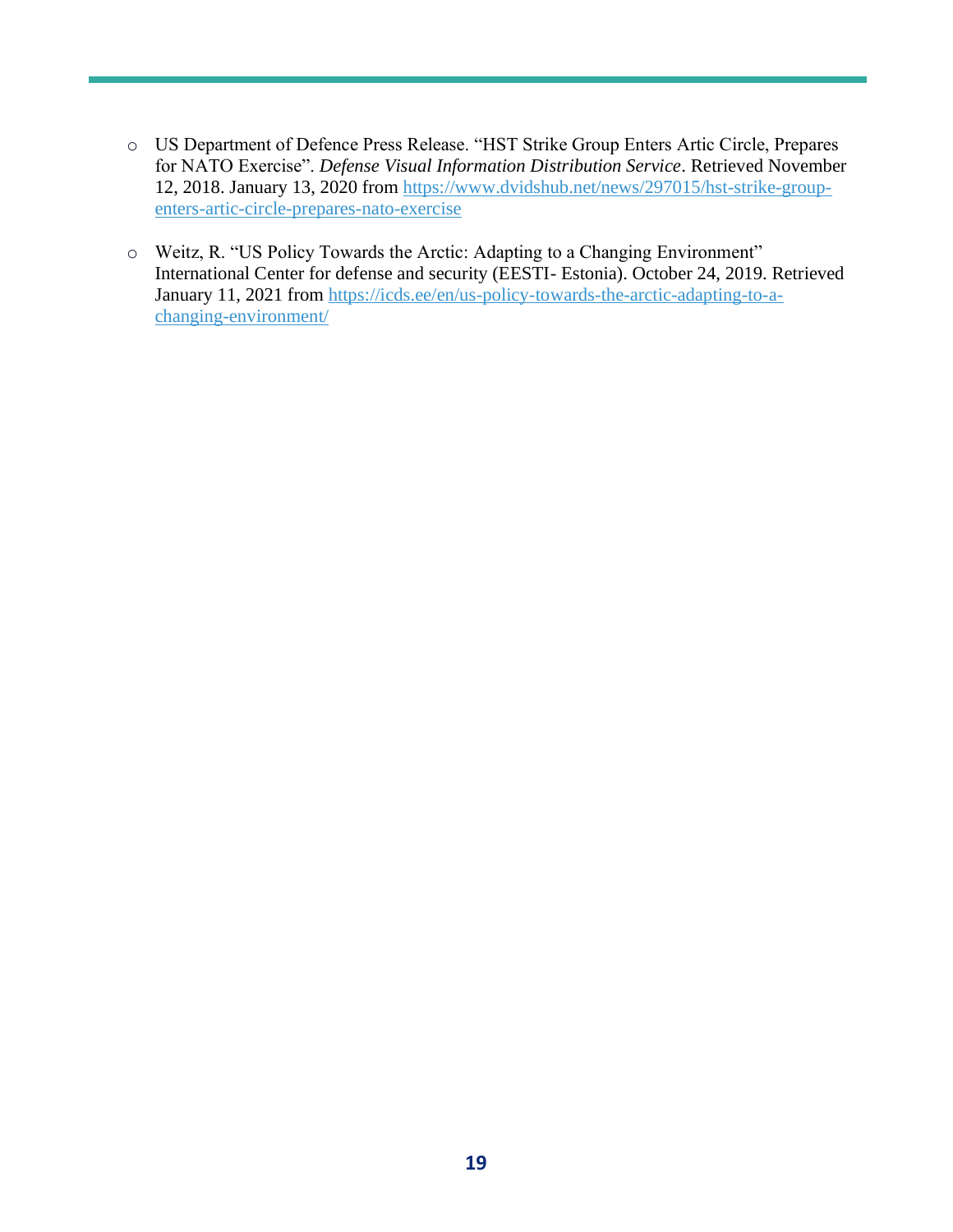- US Department of Defence Press Release. “HST Strike Group Enters Artic Circle, Prepares for NATO Exercise”. *Defense Visual Information Distribution Service*. Retrieved November 12, 2018. January 13, 2020 from [https://www.dvidshub.net/news/297015/hst-strike-group-enters-artic-circle-prepares-nato-exercise](https://www.dvidshub.net/news/297015/hst-strike-group-enters-artic-circle-prepares-nato-exercise)

- Weitz, R. “US Policy Towards the Arctic: Adapting to a Changing Environment” International Center for defense and security (EESTI- Estonia). October 24, 2019. Retrieved January 11, 2021 from [https://icds.ee/en/us-policy-towards-the-arctic-adapting-to-a-changing-environment/](https://icds.ee/en/us-policy-towards-the-arctic-adapting-to-a-changing-environment/)